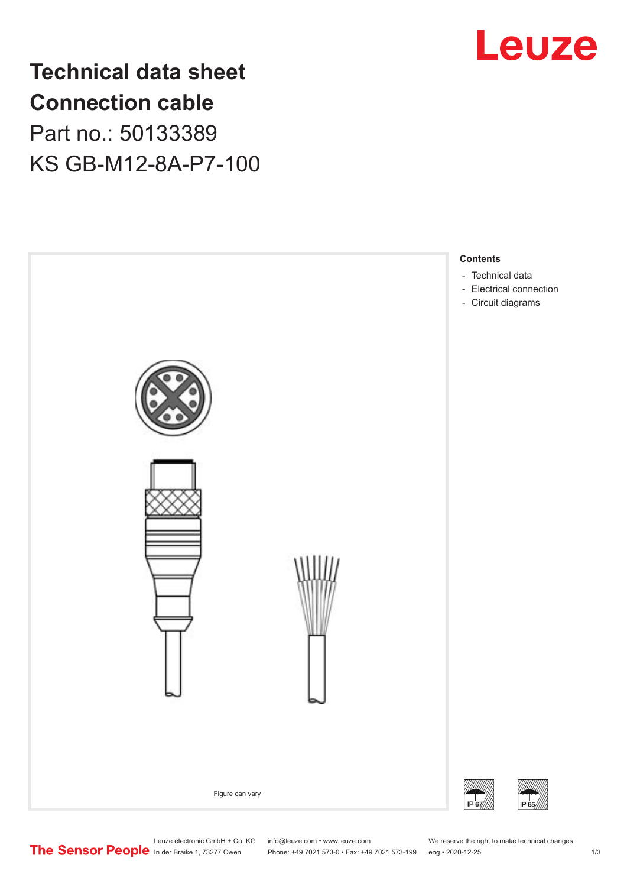# Technical data sheet
# Connection cable

Part no.: 50133389

KS GB-M12-8A-P7-100

Figure can vary

**Contents**

- Technical data
- Electrical connection
- Circuit diagrams

IP 67

IP 65

The Sensor People

Leuze electronic GmbH + Co. KG
In der Braike 1, 73277 Owen

info@leuze.com • www.leuze.com
Phone: +49 7021 573-0 • Fax: +49 7021 573-199

We reserve the right to make technical changes
eng • 2020-12-25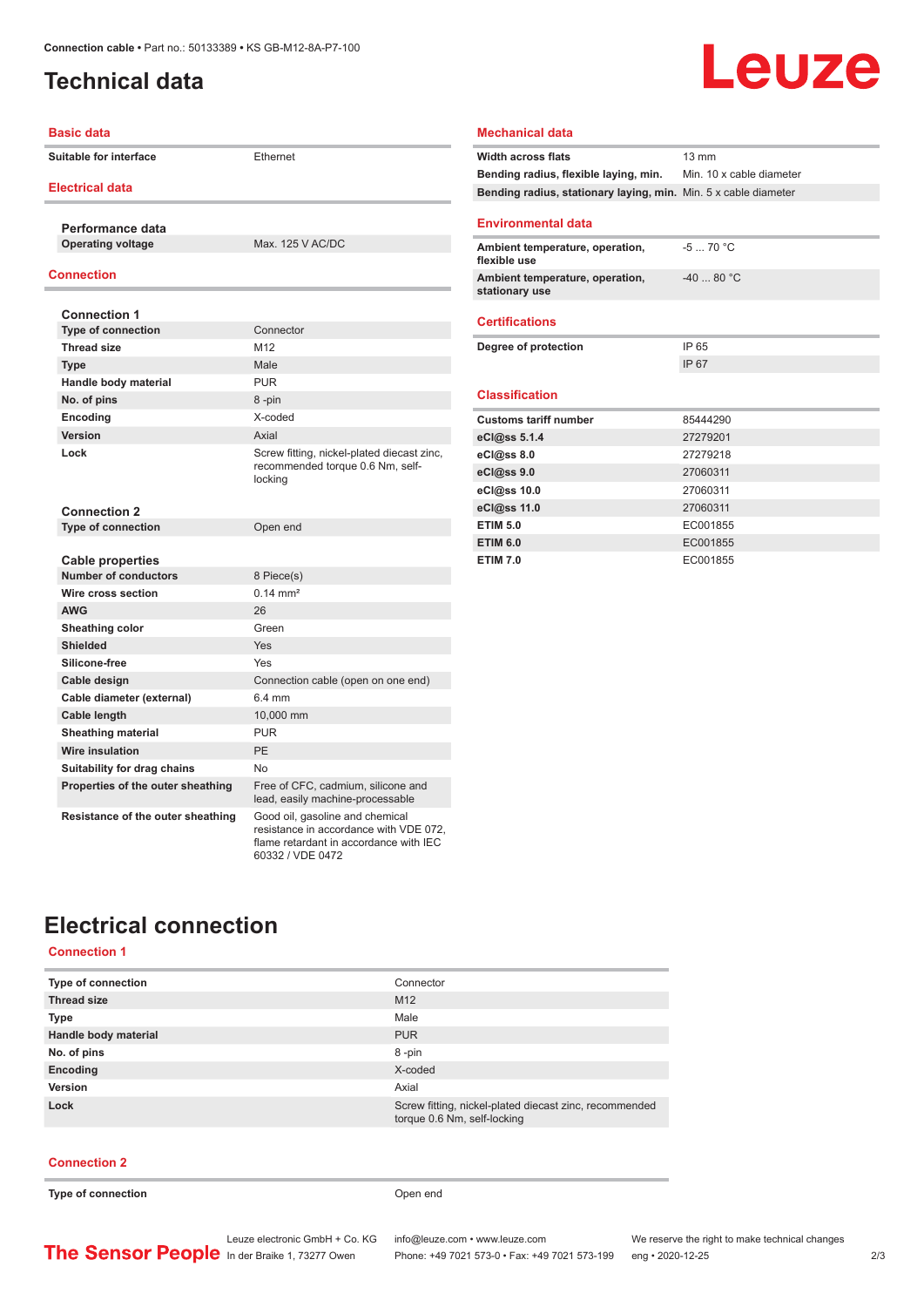# Technical data

## Basic data

| | |
|---|---|
| Suitable for interface | Ethernet |

## Electrical data

**Performance data**

| | |
|---|---|
| Operating voltage | Max. 125 V AC/DC |

## Connection

**Connection 1**

| | |
|---|---|
| Type of connection | Connector |
| Thread size | M12 |
| Type | Male |
| Handle body material | PUR |
| No. of pins | 8 -pin |
| Encoding | X-coded |
| Version | Axial |
| Lock | Screw fitting, nickel-plated diecast zinc, recommended torque 0.6 Nm, self-locking |

**Connection 2**

| | |
|---|---|
| Type of connection | Open end |

**Cable properties**

| | |
|---|---|
| Number of conductors | 8 Piece(s) |
| Wire cross section | 0.14 mm² |
| AWG | 26 |
| Sheathing color | Green |
| Shielded | Yes |
| Silicone-free | Yes |
| Cable design | Connection cable (open on one end) |
| Cable diameter (external) | 6.4 mm |
| Cable length | 10,000 mm |
| Sheathing material | PUR |
| Wire insulation | PE |
| Suitability for drag chains | No |
| Properties of the outer sheathing | Free of CFC, cadmium, silicone and lead, easily machine-processable |
| Resistance of the outer sheathing | Good oil, gasoline and chemical resistance in accordance with VDE 072, flame retardant in accordance with IEC 60332 / VDE 0472 |

## Mechanical data

| | |
|---|---|
| Width across flats | 13 mm |
| Bending radius, flexible laying, min. | Min. 10 x cable diameter |
| Bending radius, stationary laying, min. | Min. 5 x cable diameter |

## Environmental data

| | |
|---|---|
| Ambient temperature, operation, flexible use | -5 ... 70 °C |
| Ambient temperature, operation, stationary use | -40 ... 80 °C |

## Certifications

| | |
|---|---|
| Degree of protection | IP 65 |
| | IP 67 |

## Classification

| | |
|---|---|
| Customs tariff number | 85444290 |
| eCl@ss 5.1.4 | 27279201 |
| eCl@ss 8.0 | 27279218 |
| eCl@ss 9.0 | 27060311 |
| eCl@ss 10.0 | 27060311 |
| eCl@ss 11.0 | 27060311 |
| ETIM 5.0 | EC001855 |
| ETIM 6.0 | EC001855 |
| ETIM 7.0 | EC001855 |

# Electrical connection

## Connection 1

| | |
|---|---|
| Type of connection | Connector |
| Thread size | M12 |
| Type | Male |
| Handle body material | PUR |
| No. of pins | 8 -pin |
| Encoding | X-coded |
| Version | Axial |
| Lock | Screw fitting, nickel-plated diecast zinc, recommended torque 0.6 Nm, self-locking |

## Connection 2

| | |
|---|---|
| Type of connection | Open end |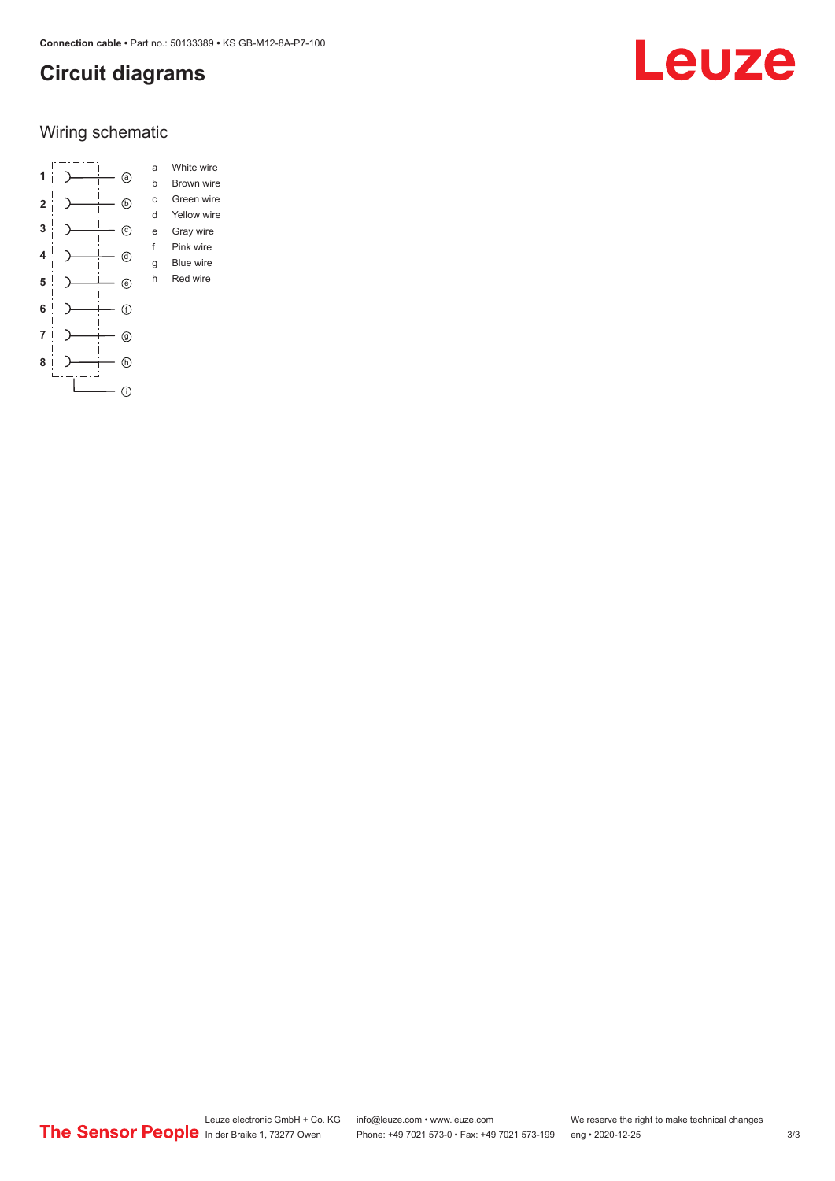## Circuit diagrams

### Wiring schematic

1
2
3
4
5
6
7
8

ⓐ ⓑ ⓒ ⓓ ⓔ ⓕ ⓖ ⓗ ⓘ

| | |
|---|---|
| a | White wire |
| b | Brown wire |
| c | Green wire |
| d | Yellow wire |
| e | Gray wire |
| f | Pink wire |
| g | Blue wire |
| h | Red wire |